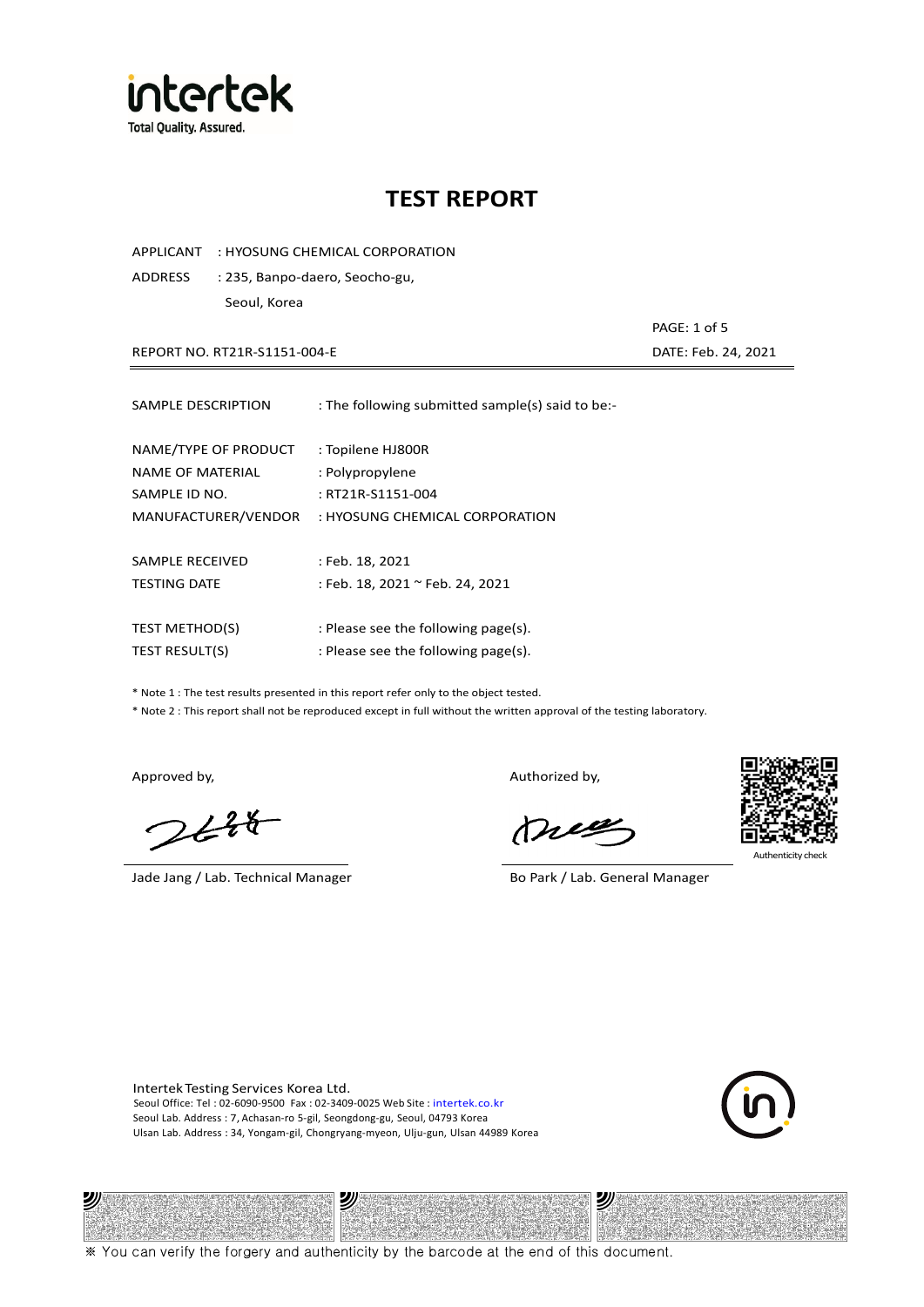# TEST REPORT

APPLICANT : HYOSUNG CHEMICAL CORPORATION

ADDRESS : 235, Banpo-daero, Seocho-gu, Seoul, Korea

REPORT NO. RT21R-S1151-004-E

DATE: Feb. 24, 2021

---

SAMPLE DESCRIPTION : The following submitted sample(s) said to be:-

NAME/TYPE OF PRODUCT : Topilene HJ800R

NAME OF MATERIAL : Polypropylene

SAMPLE ID NO. : RT21R-S1151-004

MANUFACTURER/VENDOR : HYOSUNG CHEMICAL CORPORATION

SAMPLE RECEIVED : Feb. 18, 2021

TESTING DATE : Feb. 18, 2021 ~ Feb. 24, 2021

TEST METHOD(S) : Please see the following page(s).

TEST RESULT(S) : Please see the following page(s).

* Note 1 : The test results presented in this report refer only to the object tested.

* Note 2 : This report shall not be reproduced except in full without the written approval of the testing laboratory.

Approved by,

Jade Jang / Lab. Technical Manager

Authorized by,

Bo Park / Lab. General Manager

Authenticity check

Intertek Testing Services Korea Ltd.
Seoul Office: Tel : 02-6090-9500 Fax : 02-3409-0025 Web Site : intertek.co.kr
Seoul Lab. Address : 7, Achasan-ro 5-gil, Seongdong-gu, Seoul, 04793 Korea
Ulsan Lab. Address : 34, Yongam-gil, Chongryang-myeon, Ulju-gun, Ulsan 44989 Korea

※ You can verify the forgery and authenticity by the barcode at the end of this document.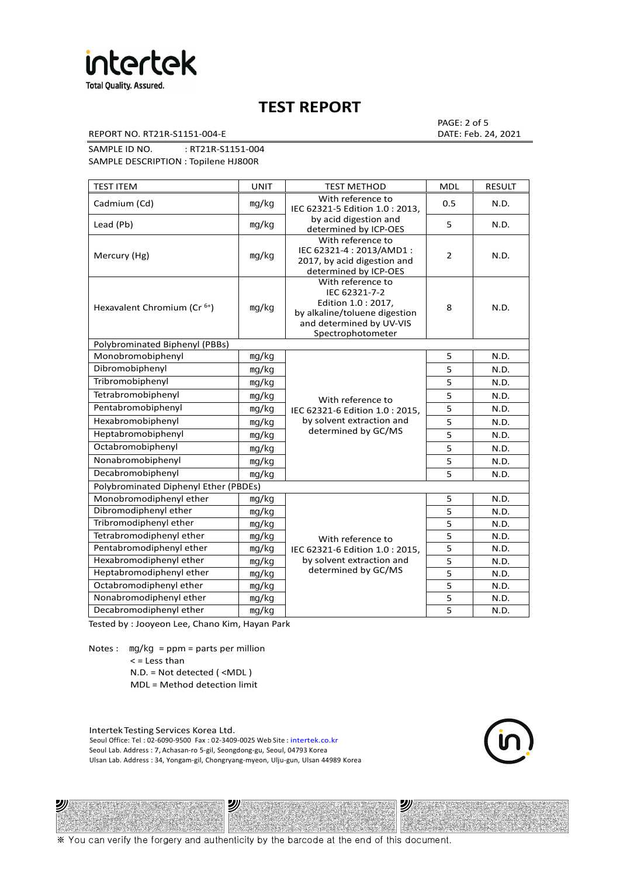# TEST REPORT

REPORT NO. RT21R-S1151-004-E

PAGE: 2 of 5
DATE: Feb. 24, 2021

SAMPLE ID NO. : RT21R-S1151-004
SAMPLE DESCRIPTION : Topilene HJ800R

| TEST ITEM | UNIT | TEST METHOD | MDL | RESULT |
|---|---|---|---|---|
| Cadmium (Cd) | mg/kg | With reference to IEC 62321-5 Edition 1.0 : 2013, by acid digestion and determined by ICP-OES | 0.5 | N.D. |
| Lead (Pb) | mg/kg | | 5 | N.D. |
| Mercury (Hg) | mg/kg | With reference to IEC 62321-4 : 2013/AMD1 : 2017, by acid digestion and determined by ICP-OES | 2 | N.D. |
| Hexavalent Chromium ($Cr^{6+}$) | mg/kg | With reference to IEC 62321-7-2 Edition 1.0 : 2017, by alkaline/toluene digestion and determined by UV-VIS Spectrophotometer | 8 | N.D. |
| Polybrominated Biphenyl (PBBs) | | | | |
| Monobromobiphenyl | mg/kg | With reference to IEC 62321-6 Edition 1.0 : 2015, by solvent extraction and determined by GC/MS | 5 | N.D. |
| Dibromobiphenyl | mg/kg | | 5 | N.D. |
| Tribromobiphenyl | mg/kg | | 5 | N.D. |
| Tetrabromobiphenyl | mg/kg | | 5 | N.D. |
| Pentabromobiphenyl | mg/kg | | 5 | N.D. |
| Hexabromobiphenyl | mg/kg | | 5 | N.D. |
| Heptabromobiphenyl | mg/kg | | 5 | N.D. |
| Octabromobiphenyl | mg/kg | | 5 | N.D. |
| Nonabromobiphenyl | mg/kg | | 5 | N.D. |
| Decabromobiphenyl | mg/kg | | 5 | N.D. |
| Polybrominated Diphenyl Ether (PBDEs) | | | | |
| Monobromodiphenyl ether | mg/kg | With reference to IEC 62321-6 Edition 1.0 : 2015, by solvent extraction and determined by GC/MS | 5 | N.D. |
| Dibromodiphenyl ether | mg/kg | | 5 | N.D. |
| Tribromodiphenyl ether | mg/kg | | 5 | N.D. |
| Tetrabromodiphenyl ether | mg/kg | | 5 | N.D. |
| Pentabromodiphenyl ether | mg/kg | | 5 | N.D. |
| Hexabromodiphenyl ether | mg/kg | | 5 | N.D. |
| Heptabromodiphenyl ether | mg/kg | | 5 | N.D. |
| Octabromodiphenyl ether | mg/kg | | 5 | N.D. |
| Nonabromodiphenyl ether | mg/kg | | 5 | N.D. |
| Decabromodiphenyl ether | mg/kg | | 5 | N.D. |

Tested by : Jooyeon Lee, Chano Kim, Hayan Park

Notes : mg/kg = ppm = parts per million
< = Less than
N.D. = Not detected ( <MDL )
MDL = Method detection limit

Intertek Testing Services Korea Ltd.
Seoul Office: Tel : 02-6090-9500 Fax : 02-3409-0025 Web Site : intertek.co.kr
Seoul Lab. Address : 7, Achasan-ro 5-gil, Seongdong-gu, Seoul, 04793 Korea
Ulsan Lab. Address : 34, Yongam-gil, Chongryang-myeon, Ulju-gun, Ulsan 44989 Korea

※ You can verify the forgery and authenticity by the barcode at the end of this document.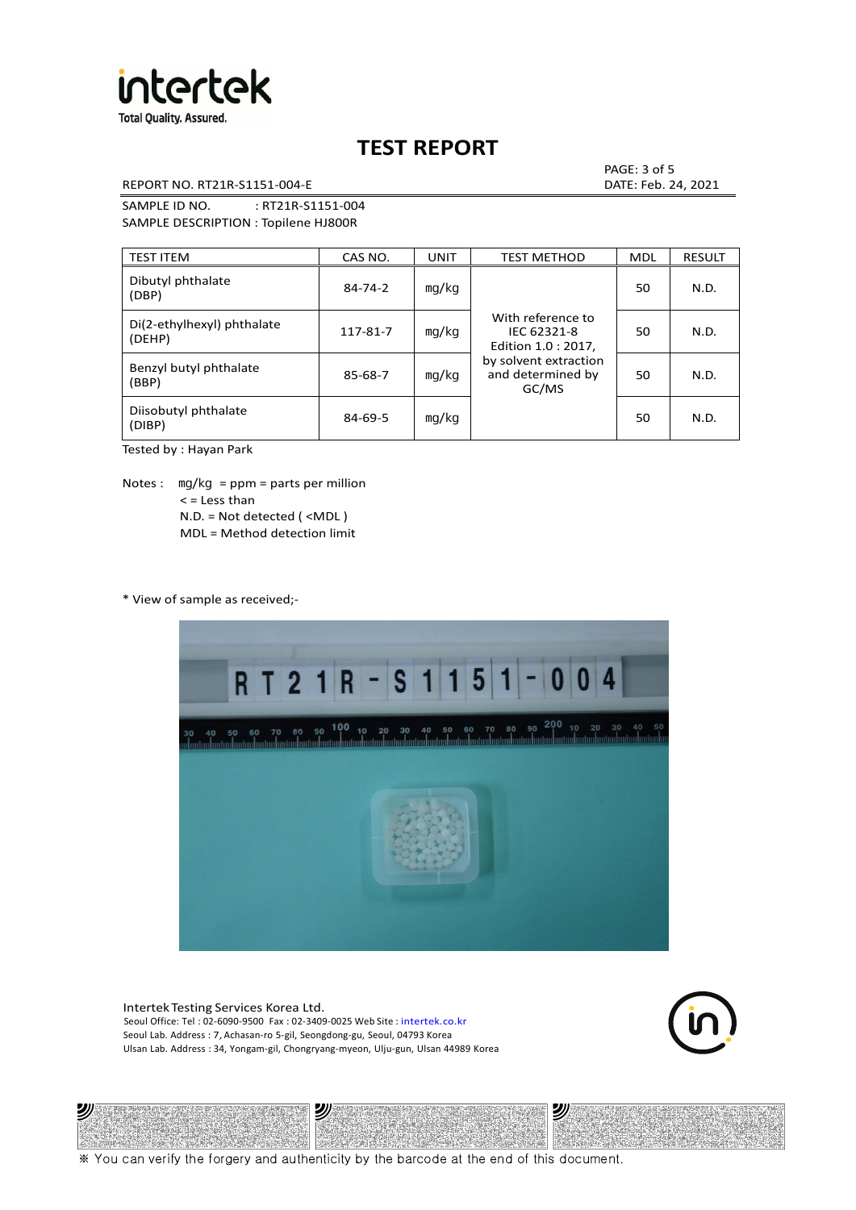# TEST REPORT

REPORT NO. RT21R-S1151-004-E

DATE: Feb. 24, 2021

SAMPLE ID NO. : RT21R-S1151-004

SAMPLE DESCRIPTION : Topilene HJ800R

| TEST ITEM | CAS NO. | UNIT | TEST METHOD | MDL | RESULT |
|---|---|---|---|---|---|
| Dibutyl phthalate (DBP) | 84-74-2 | mg/kg | With reference to IEC 62321-8 Edition 1.0 : 2017, by solvent extraction and determined by GC/MS | 50 | N.D. |
| Di(2-ethylhexyl) phthalate (DEHP) | 117-81-7 | mg/kg | | 50 | N.D. |
| Benzyl butyl phthalate (BBP) | 85-68-7 | mg/kg | | 50 | N.D. |
| Diisobutyl phthalate (DIBP) | 84-69-5 | mg/kg | | 50 | N.D. |

Tested by : Hayan Park

Notes : mg/kg = ppm = parts per million
< = Less than
N.D. = Not detected ( <MDL )
MDL = Method detection limit

* View of sample as received;-

Intertek Testing Services Korea Ltd.
Seoul Office: Tel : 02-6090-9500 Fax : 02-3409-0025 Web Site : intertek.co.kr
Seoul Lab. Address : 7, Achasan-ro 5-gil, Seongdong-gu, Seoul, 04793 Korea
Ulsan Lab. Address : 34, Yongam-gil, Chongryang-myeon, Ulju-gun, Ulsan 44989 Korea

※ You can verify the forgery and authenticity by the barcode at the end of this document.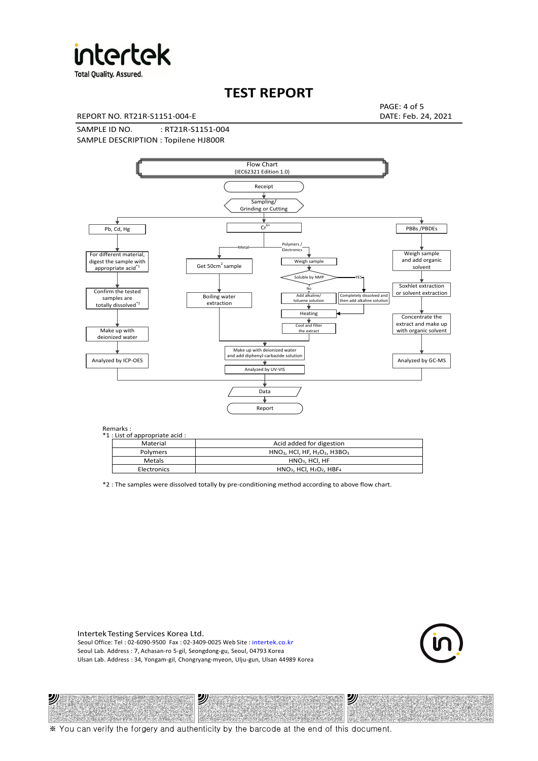# TEST REPORT

REPORT NO. RT21R-S1151-004-E

DATE: Feb. 24, 2021

SAMPLE ID NO. : RT21R-S1151-004

SAMPLE DESCRIPTION : Topilene HJ800R

**Flow Chart**
(IEC62321 Edition 1.0)

Receipt → Sampling/ Grinding or Cutting

- **Pb, Cd, Hg**
  - For different material, digest the sample with appropriate acid[*1]
  - Confirm the tested samples are totally dissolved[*2]
  - Make up with deionized water
  - Analyzed by ICP-OES
- **$Cr^{6+}$**
  - Metal:
    - Get 50cm² sample
    - Boiling water extraction
  - Polymers / Electronics:
    - Weigh sample
    - Soluble by NMP
      - No: Add alkaline/ toluene solution
      - YES: Completely dissolved and then add alkaline solution
    - Heating
    - Cool and filter the extract
  - Make up with deionized water and add diphenyl-carbazide solution
  - Analyzed by UV-VIS
- **PBBs /PBDEs**
  - Weigh sample and add organic solvent
  - Soxhlet extraction or solvent extraction
  - Concentrate the extract and make up with organic solvent
  - Analyzed by GC-MS

→ Data → Report

Remarks :

*1 : List of appropriate acid :

| Material | Acid added for digestion |
|---|---|
| Polymers | $HNO_3$, HCl, HF, $H_2O_2$, $H_3BO_3$ |
| Metals | $HNO_3$, HCl, HF |
| Electronics | $HNO_3$, HCl, $H_2O_2$, $HBF_4$ |

*2 : The samples were dissolved totally by pre-conditioning method according to above flow chart.

Intertek Testing Services Korea Ltd.
Seoul Office: Tel : 02-6090-9500 Fax : 02-3409-0025 Web Site : intertek.co.kr
Seoul Lab. Address : 7, Achasan-ro 5-gil, Seongdong-gu, Seoul, 04793 Korea
Ulsan Lab. Address : 34, Yongam-gil, Chongryang-myeon, Ulju-gun, Ulsan 44989 Korea

※ You can verify the forgery and authenticity by the barcode at the end of this document.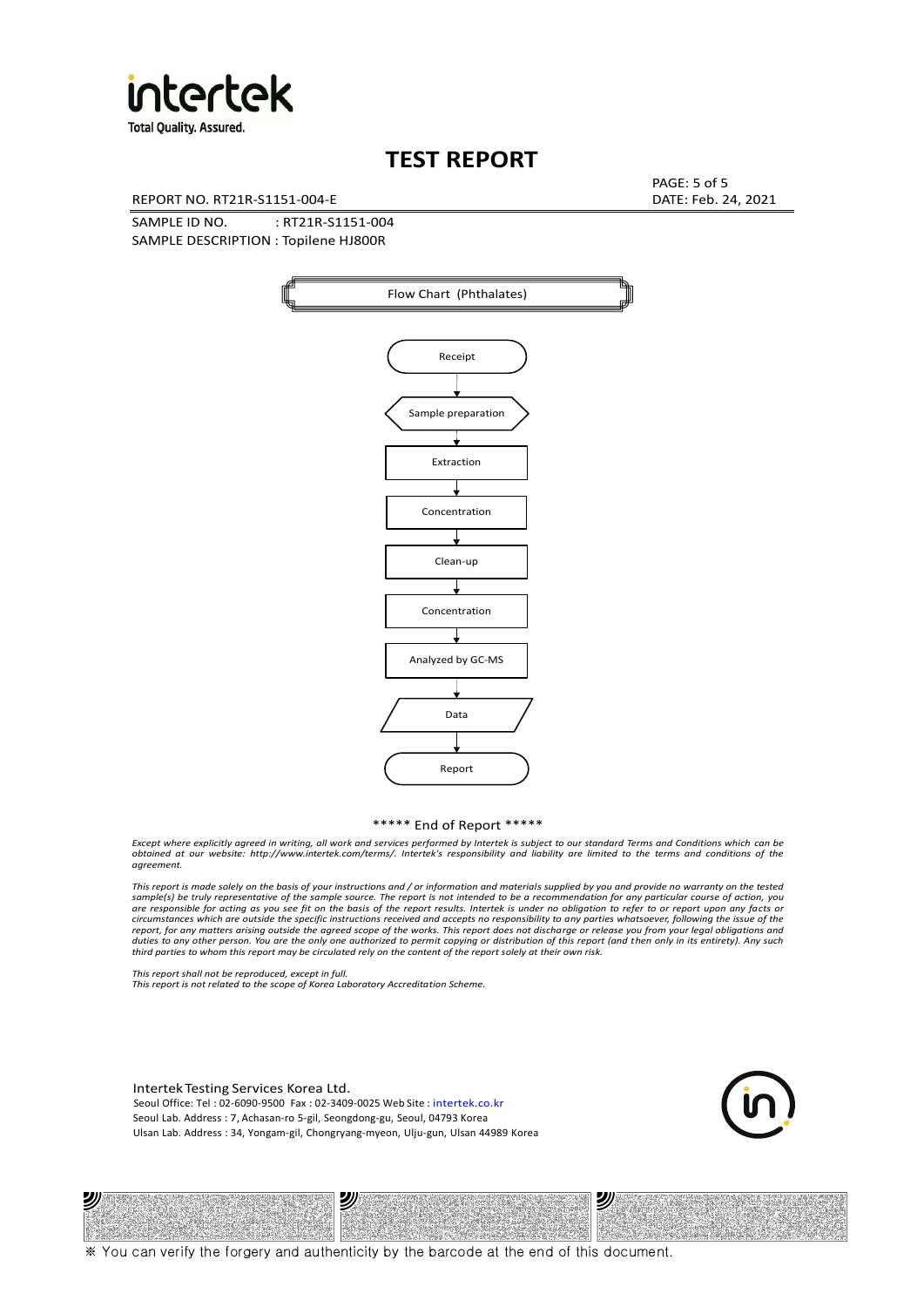# TEST REPORT

REPORT NO. RT21R-S1151-004-E

DATE: Feb. 24, 2021

SAMPLE ID NO. : RT21R-S1151-004

SAMPLE DESCRIPTION : Topilene HJ800R

## Flow Chart (Phthalates)

Receipt

Sample preparation

Extraction

Concentration

Clean-up

Concentration

Analyzed by GC-MS

Data

Report

***** End of Report *****

*Except where explicitly agreed in writing, all work and services performed by Intertek is subject to our standard Terms and Conditions which can be obtained at our website: http://www.intertek.com/terms/. Intertek's responsibility and liability are limited to the terms and conditions of the agreement.*

*This report is made solely on the basis of your instructions and / or information and materials supplied by you and provide no warranty on the tested sample(s) be truly representative of the sample source. The report is not intended to be a recommendation for any particular course of action, you are responsible for acting as you see fit on the basis of the report results. Intertek is under no obligation to refer to or report upon any facts or circumstances which are outside the specific instructions received and accepts no responsibility to any parties whatsoever, following the issue of the report, for any matters arising outside the agreed scope of the works. This report does not discharge or release you from your legal obligations and duties to any other person. You are the only one authorized to permit copying or distribution of this report (and then only in its entirety). Any such third parties to whom this report may be circulated rely on the content of the report solely at their own risk.*

*This report shall not be reproduced, except in full.*
*This report is not related to the scope of Korea Laboratory Accreditation Scheme.*

Intertek Testing Services Korea Ltd.
Seoul Office: Tel : 02-6090-9500 Fax : 02-3409-0025 Web Site : intertek.co.kr
Seoul Lab. Address : 7, Achasan-ro 5-gil, Seongdong-gu, Seoul, 04793 Korea
Ulsan Lab. Address : 34, Yongam-gil, Chongryang-myeon, Ulju-gun, Ulsan 44989 Korea

※ You can verify the forgery and authenticity by the barcode at the end of this document.